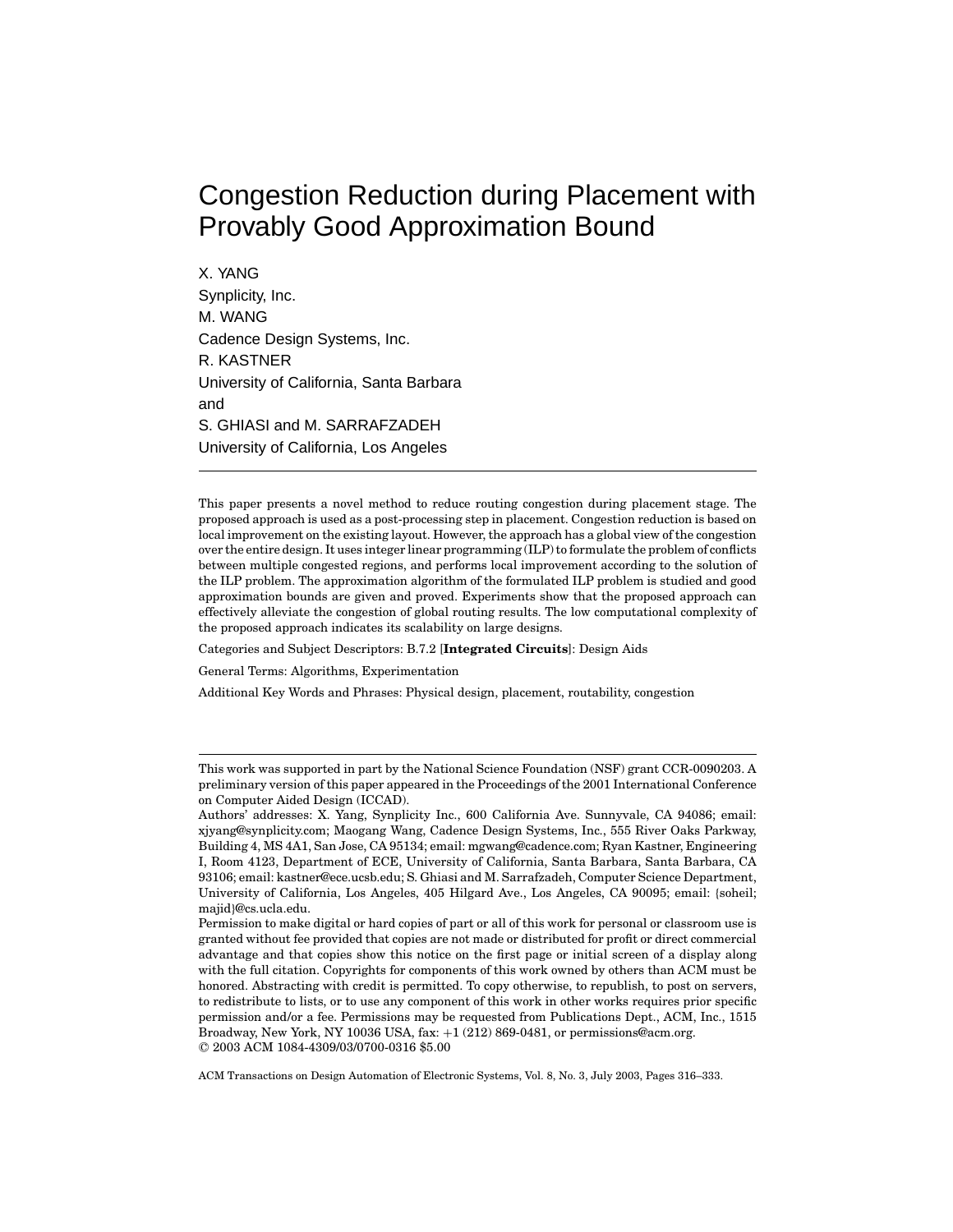# Congestion Reduction during Placement with Provably Good Approximation Bound

X. YANG
Synplicity, Inc.
M. WANG
Cadence Design Systems, Inc.
R. KASTNER
University of California, Santa Barbara
and
S. GHIASI and M. SARRAFZADEH
University of California, Los Angeles

---

This paper presents a novel method to reduce routing congestion during placement stage. The proposed approach is used as a post-processing step in placement. Congestion reduction is based on local improvement on the existing layout. However, the approach has a global view of the congestion over the entire design. It uses integer linear programming (ILP) to formulate the problem of conflicts between multiple congested regions, and performs local improvement according to the solution of the ILP problem. The approximation algorithm of the formulated ILP problem is studied and good approximation bounds are given and proved. Experiments show that the proposed approach can effectively alleviate the congestion of global routing results. The low computational complexity of the proposed approach indicates its scalability on large designs.

Categories and Subject Descriptors: B.7.2 [**Integrated Circuits**]: Design Aids

General Terms: Algorithms, Experimentation

Additional Key Words and Phrases: Physical design, placement, routability, congestion

---

This work was supported in part by the National Science Foundation (NSF) grant CCR-0090203. A preliminary version of this paper appeared in the Proceedings of the 2001 International Conference on Computer Aided Design (ICCAD).

Authors' addresses: X. Yang, Synplicity Inc., 600 California Ave. Sunnyvale, CA 94086; email: xjyang@synplicity.com; Maogang Wang, Cadence Design Systems, Inc., 555 River Oaks Parkway, Building 4, MS 4A1, San Jose, CA 95134; email: mgwang@cadence.com; Ryan Kastner, Engineering I, Room 4123, Department of ECE, University of California, Santa Barbara, Santa Barbara, CA 93106; email: kastner@ece.ucsb.edu; S. Ghiasi and M. Sarrafzadeh, Computer Science Department, University of California, Los Angeles, 405 Hilgard Ave., Los Angeles, CA 90095; email: {soheil; majid}@cs.ucla.edu.

Permission to make digital or hard copies of part or all of this work for personal or classroom use is granted without fee provided that copies are not made or distributed for profit or direct commercial advantage and that copies show this notice on the first page or initial screen of a display along with the full citation. Copyrights for components of this work owned by others than ACM must be honored. Abstracting with credit is permitted. To copy otherwise, to republish, to post on servers, to redistribute to lists, or to use any component of this work in other works requires prior specific permission and/or a fee. Permissions may be requested from Publications Dept., ACM, Inc., 1515 Broadway, New York, NY 10036 USA, fax: +1 (212) 869-0481, or permissions@acm.org.
© 2003 ACM 1084-4309/03/0700-0316 $5.00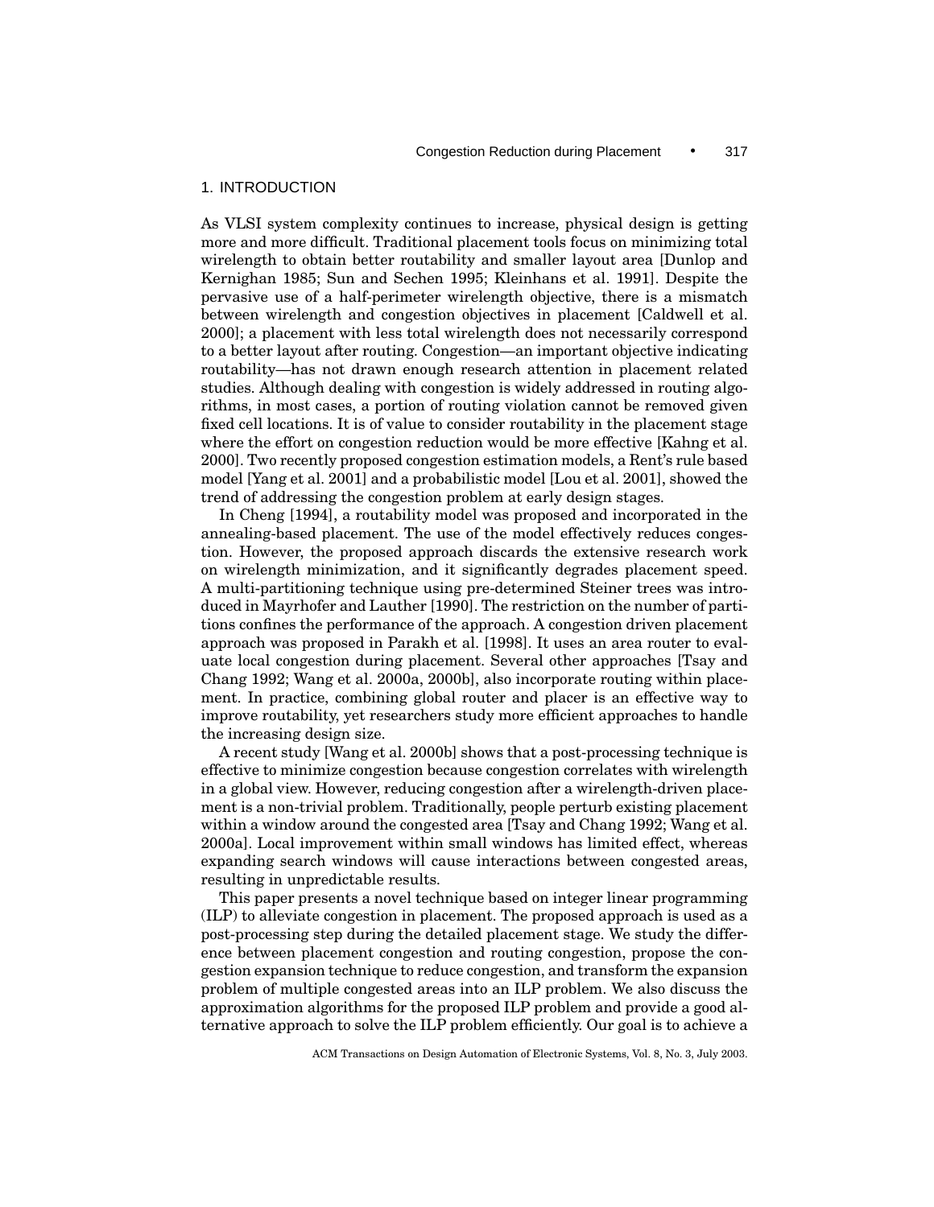## 1. INTRODUCTION

As VLSI system complexity continues to increase, physical design is getting more and more difficult. Traditional placement tools focus on minimizing total wirelength to obtain better routability and smaller layout area [Dunlop and Kernighan 1985; Sun and Sechen 1995; Kleinhans et al. 1991]. Despite the pervasive use of a half-perimeter wirelength objective, there is a mismatch between wirelength and congestion objectives in placement [Caldwell et al. 2000]; a placement with less total wirelength does not necessarily correspond to a better layout after routing. Congestion—an important objective indicating routability—has not drawn enough research attention in placement related studies. Although dealing with congestion is widely addressed in routing algorithms, in most cases, a portion of routing violation cannot be removed given fixed cell locations. It is of value to consider routability in the placement stage where the effort on congestion reduction would be more effective [Kahng et al. 2000]. Two recently proposed congestion estimation models, a Rent's rule based model [Yang et al. 2001] and a probabilistic model [Lou et al. 2001], showed the trend of addressing the congestion problem at early design stages.

In Cheng [1994], a routability model was proposed and incorporated in the annealing-based placement. The use of the model effectively reduces congestion. However, the proposed approach discards the extensive research work on wirelength minimization, and it significantly degrades placement speed. A multi-partitioning technique using pre-determined Steiner trees was introduced in Mayrhofer and Lauther [1990]. The restriction on the number of partitions confines the performance of the approach. A congestion driven placement approach was proposed in Parakh et al. [1998]. It uses an area router to evaluate local congestion during placement. Several other approaches [Tsay and Chang 1992; Wang et al. 2000a, 2000b], also incorporate routing within placement. In practice, combining global router and placer is an effective way to improve routability, yet researchers study more efficient approaches to handle the increasing design size.

A recent study [Wang et al. 2000b] shows that a post-processing technique is effective to minimize congestion because congestion correlates with wirelength in a global view. However, reducing congestion after a wirelength-driven placement is a non-trivial problem. Traditionally, people perturb existing placement within a window around the congested area [Tsay and Chang 1992; Wang et al. 2000a]. Local improvement within small windows has limited effect, whereas expanding search windows will cause interactions between congested areas, resulting in unpredictable results.

This paper presents a novel technique based on integer linear programming (ILP) to alleviate congestion in placement. The proposed approach is used as a post-processing step during the detailed placement stage. We study the difference between placement congestion and routing congestion, propose the congestion expansion technique to reduce congestion, and transform the expansion problem of multiple congested areas into an ILP problem. We also discuss the approximation algorithms for the proposed ILP problem and provide a good alternative approach to solve the ILP problem efficiently. Our goal is to achieve a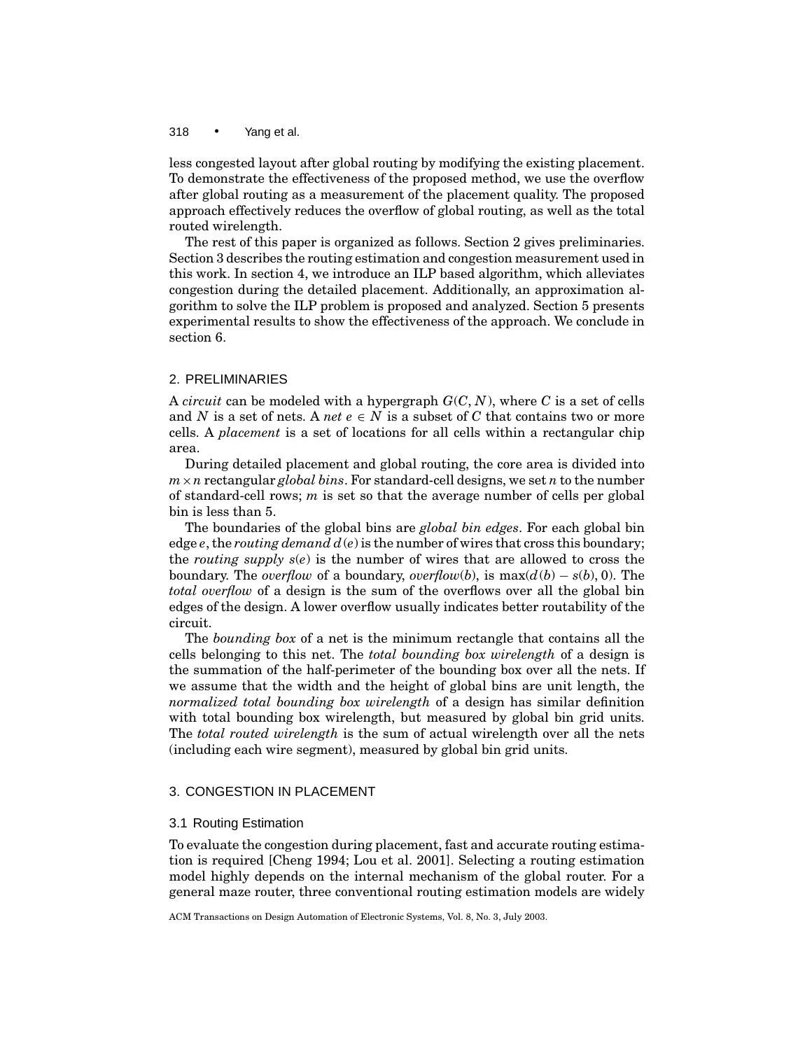less congested layout after global routing by modifying the existing placement. To demonstrate the effectiveness of the proposed method, we use the overflow after global routing as a measurement of the placement quality. The proposed approach effectively reduces the overflow of global routing, as well as the total routed wirelength.

The rest of this paper is organized as follows. Section 2 gives preliminaries. Section 3 describes the routing estimation and congestion measurement used in this work. In section 4, we introduce an ILP based algorithm, which alleviates congestion during the detailed placement. Additionally, an approximation algorithm to solve the ILP problem is proposed and analyzed. Section 5 presents experimental results to show the effectiveness of the approach. We conclude in section 6.

## 2. PRELIMINARIES

A *circuit* can be modeled with a hypergraph $G(C, N)$, where $C$ is a set of cells and $N$ is a set of nets. A *net* $e \in N$ is a subset of $C$ that contains two or more cells. A *placement* is a set of locations for all cells within a rectangular chip area.

During detailed placement and global routing, the core area is divided into $m \times n$ rectangular *global bins*. For standard-cell designs, we set $n$ to the number of standard-cell rows; $m$ is set so that the average number of cells per global bin is less than 5.

The boundaries of the global bins are *global bin edges*. For each global bin edge $e$, the *routing demand* $d(e)$ is the number of wires that cross this boundary; the *routing supply* $s(e)$ is the number of wires that are allowed to cross the boundary. The *overflow* of a boundary, $overflow(b)$, is $\max(d(b) - s(b), 0)$. The *total overflow* of a design is the sum of the overflows over all the global bin edges of the design. A lower overflow usually indicates better routability of the circuit.

The *bounding box* of a net is the minimum rectangle that contains all the cells belonging to this net. The *total bounding box wirelength* of a design is the summation of the half-perimeter of the bounding box over all the nets. If we assume that the width and the height of global bins are unit length, the *normalized total bounding box wirelength* of a design has similar definition with total bounding box wirelength, but measured by global bin grid units. The *total routed wirelength* is the sum of actual wirelength over all the nets (including each wire segment), measured by global bin grid units.

## 3. CONGESTION IN PLACEMENT

### 3.1 Routing Estimation

To evaluate the congestion during placement, fast and accurate routing estimation is required [Cheng 1994; Lou et al. 2001]. Selecting a routing estimation model highly depends on the internal mechanism of the global router. For a general maze router, three conventional routing estimation models are widely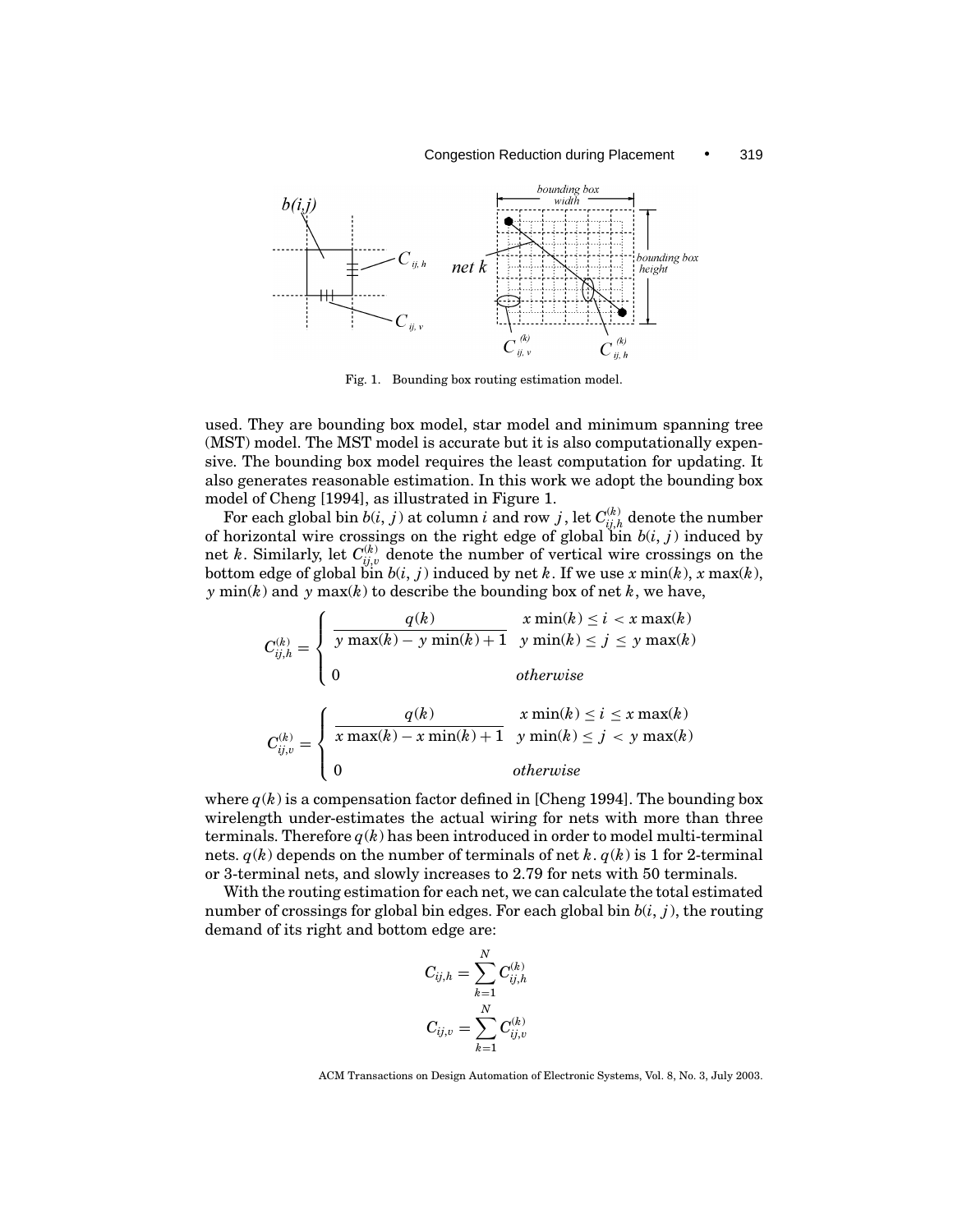Fig. 1. Bounding box routing estimation model.

used. They are bounding box model, star model and minimum spanning tree (MST) model. The MST model is accurate but it is also computationally expensive. The bounding box model requires the least computation for updating. It also generates reasonable estimation. In this work we adopt the bounding box model of Cheng [1994], as illustrated in Figure 1.

For each global bin $b(i, j)$ at column $i$ and row $j$, let $C_{ij,h}^{(k)}$ denote the number of horizontal wire crossings on the right edge of global bin $b(i, j)$ induced by net $k$. Similarly, let $C_{ij,v}^{(k)}$ denote the number of vertical wire crossings on the bottom edge of global bin $b(i, j)$ induced by net $k$. If we use $x\min(k)$, $x\max(k)$, $y\min(k)$ and $y\max(k)$ to describe the bounding box of net $k$, we have,

$$C_{ij,h}^{(k)} = \begin{cases} \dfrac{q(k)}{y\max(k) - y\min(k) + 1} & \begin{array}{l} x\min(k) \leq i < x\max(k) \\ y\min(k) \leq j \leq y\max(k) \end{array} \\ 0 & otherwise \end{cases}$$

$$C_{ij,v}^{(k)} = \begin{cases} \dfrac{q(k)}{x\max(k) - x\min(k) + 1} & \begin{array}{l} x\min(k) \leq i \leq x\max(k) \\ y\min(k) \leq j < y\max(k) \end{array} \\ 0 & otherwise \end{cases}$$

where $q(k)$ is a compensation factor defined in [Cheng 1994]. The bounding box wirelength under-estimates the actual wiring for nets with more than three terminals. Therefore $q(k)$ has been introduced in order to model multi-terminal nets. $q(k)$ depends on the number of terminals of net $k$. $q(k)$ is 1 for 2-terminal or 3-terminal nets, and slowly increases to 2.79 for nets with 50 terminals.

With the routing estimation for each net, we can calculate the total estimated number of crossings for global bin edges. For each global bin $b(i, j)$, the routing demand of its right and bottom edge are:

$$C_{ij,h} = \sum_{k=1}^{N} C_{ij,h}^{(k)}$$

$$C_{ij,v} = \sum_{k=1}^{N} C_{ij,v}^{(k)}$$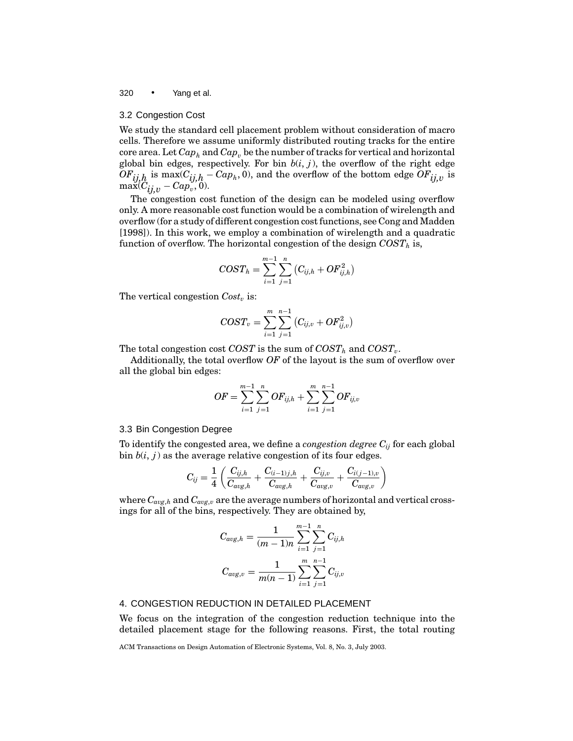### 3.2 Congestion Cost

We study the standard cell placement problem without consideration of macro cells. Therefore we assume uniformly distributed routing tracks for the entire core area. Let $Cap_h$ and $Cap_v$ be the number of tracks for vertical and horizontal global bin edges, respectively. For bin $b(i, j)$, the overflow of the right edge $OF_{ij,h}$ is $\max(C_{ij,h} - Cap_h, 0)$, and the overflow of the bottom edge $OF_{ij,v}$ is $\max(C_{ij,v} - Cap_v, 0)$.

The congestion cost function of the design can be modeled using overflow only. A more reasonable cost function would be a combination of wirelength and overflow (for a study of different congestion cost functions, see Cong and Madden [1998]). In this work, we employ a combination of wirelength and a quadratic function of overflow. The horizontal congestion of the design $COST_h$ is,

$$COST_h = \sum_{i=1}^{m-1} \sum_{j=1}^{n} \left( C_{ij,h} + OF_{ij,h}^2 \right)$$

The vertical congestion $Cost_v$ is:

$$COST_v = \sum_{i=1}^{m} \sum_{j=1}^{n-1} \left( C_{ij,v} + OF_{ij,v}^2 \right)$$

The total congestion cost $COST$ is the sum of $COST_h$ and $COST_v$.

Additionally, the total overflow $OF$ of the layout is the sum of overflow over all the global bin edges:

$$OF = \sum_{i=1}^{m-1} \sum_{j=1}^{n} OF_{ij,h} + \sum_{i=1}^{m} \sum_{j=1}^{n-1} OF_{ij,v}$$

### 3.3 Bin Congestion Degree

To identify the congested area, we define a *congestion degree* $C_{ij}$ for each global bin $b(i, j)$ as the average relative congestion of its four edges.

$$C_{ij} = \frac{1}{4} \left( \frac{C_{ij,h}}{C_{avg,h}} + \frac{C_{(i-1)j,h}}{C_{avg,h}} + \frac{C_{ij,v}}{C_{avg,v}} + \frac{C_{i(j-1),v}}{C_{avg,v}} \right)$$

where $C_{avg,h}$ and $C_{avg,v}$ are the average numbers of horizontal and vertical crossings for all of the bins, respectively. They are obtained by,

$$C_{avg,h} = \frac{1}{(m-1)n} \sum_{i=1}^{m-1} \sum_{j=1}^{n} C_{ij,h}$$

$$C_{avg,v} = \frac{1}{m(n-1)} \sum_{i=1}^{m} \sum_{j=1}^{n-1} C_{ij,v}$$

## 4. CONGESTION REDUCTION IN DETAILED PLACEMENT

We focus on the integration of the congestion reduction technique into the detailed placement stage for the following reasons. First, the total routing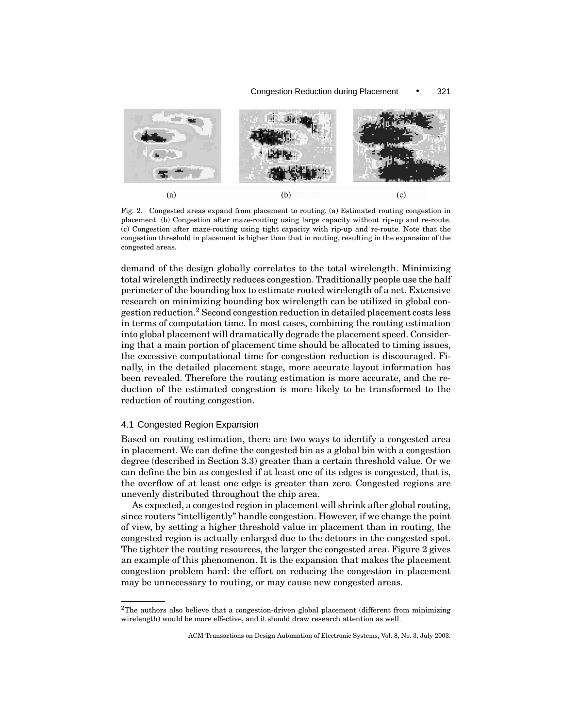(a) (b) (c)

Fig. 2. Congested areas expand from placement to routing. (a) Estimated routing congestion in placement. (b) Congestion after maze-routing using large capacity without rip-up and re-route. (c) Congestion after maze-routing using tight capacity with rip-up and re-route. Note that the congestion threshold in placement is higher than that in routing, resulting in the expansion of the congested areas.

demand of the design globally correlates to the total wirelength. Minimizing total wirelength indirectly reduces congestion. Traditionally people use the half perimeter of the bounding box to estimate routed wirelength of a net. Extensive research on minimizing bounding box wirelength can be utilized in global congestion reduction.[2] Second congestion reduction in detailed placement costs less in terms of computation time. In most cases, combining the routing estimation into global placement will dramatically degrade the placement speed. Considering that a main portion of placement time should be allocated to timing issues, the excessive computational time for congestion reduction is discouraged. Finally, in the detailed placement stage, more accurate layout information has been revealed. Therefore the routing estimation is more accurate, and the reduction of the estimated congestion is more likely to be transformed to the reduction of routing congestion.

### 4.1 Congested Region Expansion

Based on routing estimation, there are two ways to identify a congested area in placement. We can define the congested bin as a global bin with a congestion degree (described in Section 3.3) greater than a certain threshold value. Or we can define the bin as congested if at least one of its edges is congested, that is, the overflow of at least one edge is greater than zero. Congested regions are unevenly distributed throughout the chip area.

As expected, a congested region in placement will shrink after global routing, since routers "intelligently" handle congestion. However, if we change the point of view, by setting a higher threshold value in placement than in routing, the congested region is actually enlarged due to the detours in the congested spot. The tighter the routing resources, the larger the congested area. Figure 2 gives an example of this phenomenon. It is the expansion that makes the placement congestion problem hard: the effort on reducing the congestion in placement may be unnecessary to routing, or may cause new congested areas.

---

[2]The authors also believe that a congestion-driven global placement (different from minimizing wirelength) would be more effective, and it should draw research attention as well.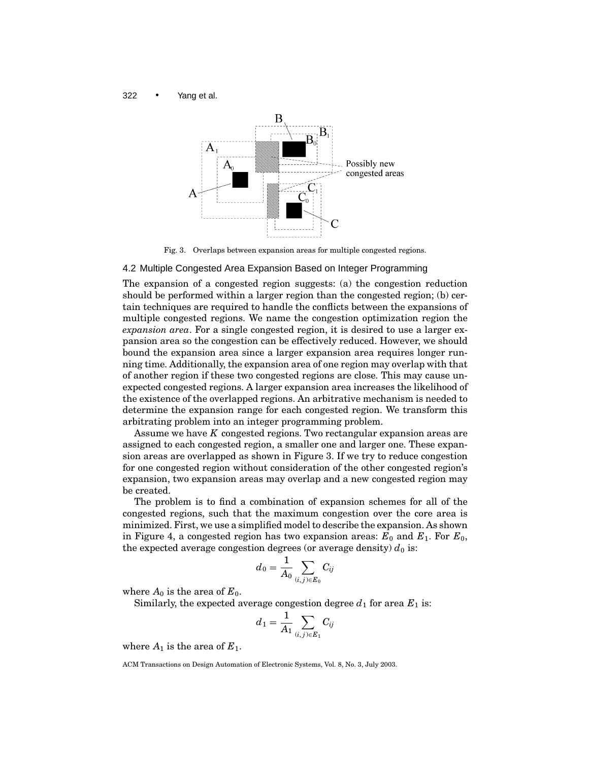B

$B_1$

$B_0$

$A_1$

$A_0$

Possibly new congested areas

$C_1$

A

$C_0$

C

Fig. 3. Overlaps between expansion areas for multiple congested regions.

### 4.2 Multiple Congested Area Expansion Based on Integer Programming

The expansion of a congested region suggests: (a) the congestion reduction should be performed within a larger region than the congested region; (b) certain techniques are required to handle the conflicts between the expansions of multiple congested regions. We name the congestion optimization region the *expansion area*. For a single congested region, it is desired to use a larger expansion area so the congestion can be effectively reduced. However, we should bound the expansion area since a larger expansion area requires longer running time. Additionally, the expansion area of one region may overlap with that of another region if these two congested regions are close. This may cause unexpected congested regions. A larger expansion area increases the likelihood of the existence of the overlapped regions. An arbitrative mechanism is needed to determine the expansion range for each congested region. We transform this arbitrating problem into an integer programming problem.

Assume we have $K$ congested regions. Two rectangular expansion areas are assigned to each congested region, a smaller one and larger one. These expansion areas are overlapped as shown in Figure 3. If we try to reduce congestion for one congested region without consideration of the other congested region's expansion, two expansion areas may overlap and a new congested region may be created.

The problem is to find a combination of expansion schemes for all of the congested regions, such that the maximum congestion over the core area is minimized. First, we use a simplified model to describe the expansion. As shown in Figure 4, a congested region has two expansion areas: $E_0$ and $E_1$. For $E_0$, the expected average congestion degrees (or average density) $d_0$ is:

$$d_0 = \frac{1}{A_0} \sum_{(i,j)\in E_0} C_{ij}$$

where $A_0$ is the area of $E_0$.

Similarly, the expected average congestion degree $d_1$ for area $E_1$ is:

$$d_1 = \frac{1}{A_1} \sum_{(i,j)\in E_1} C_{ij}$$

where $A_1$ is the area of $E_1$.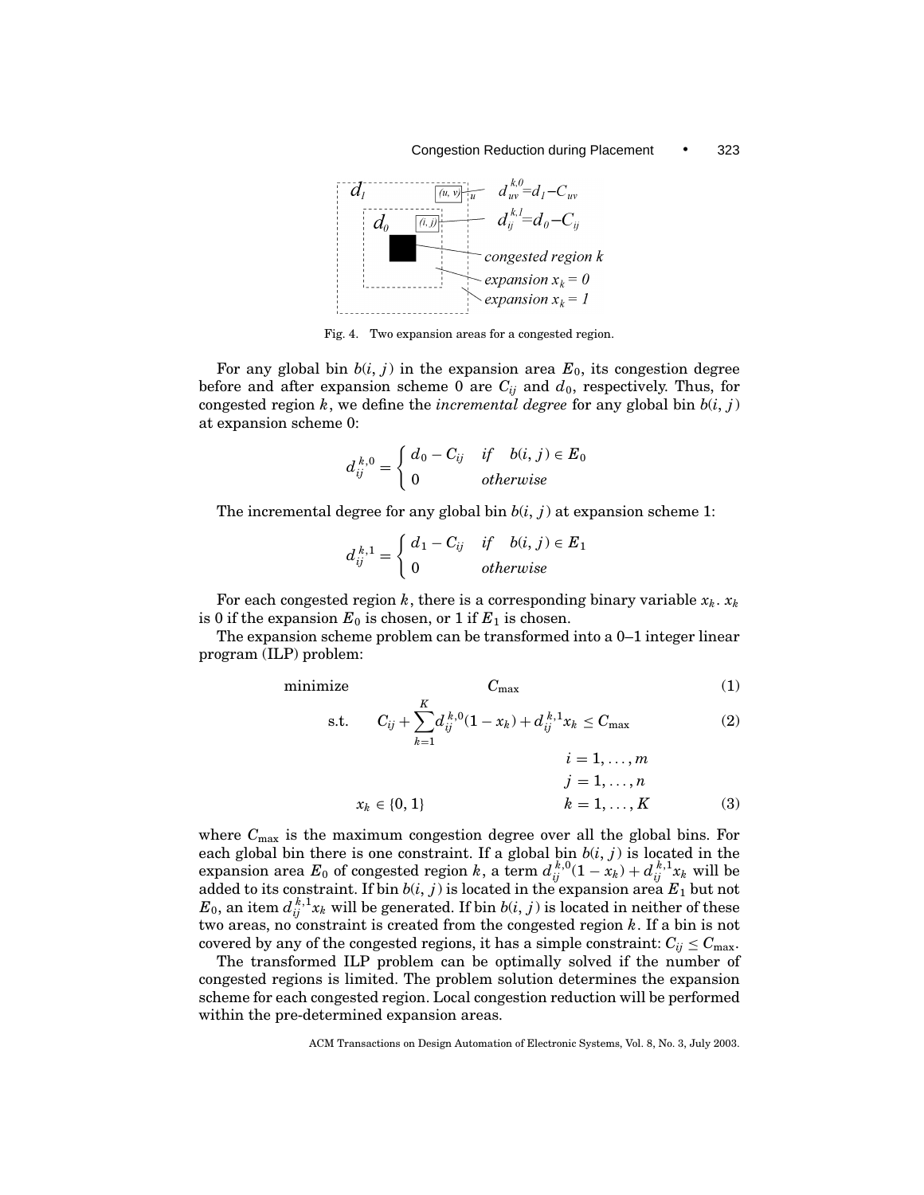Fig. 4. Two expansion areas for a congested region.

For any global bin $b(i, j)$ in the expansion area $E_0$, its congestion degree before and after expansion scheme 0 are $C_{ij}$ and $d_0$, respectively. Thus, for congested region $k$, we define the *incremental degree* for any global bin $b(i, j)$ at expansion scheme 0:

$$d_{ij}^{k,0} = \begin{cases} d_0 - C_{ij} & \textit{if} \quad b(i,j) \in E_0 \\ 0 & \textit{otherwise} \end{cases}$$

The incremental degree for any global bin $b(i, j)$ at expansion scheme 1:

$$d_{ij}^{k,1} = \begin{cases} d_1 - C_{ij} & \textit{if} \quad b(i,j) \in E_1 \\ 0 & \textit{otherwise} \end{cases}$$

For each congested region $k$, there is a corresponding binary variable $x_k$. $x_k$ is 0 if the expansion $E_0$ is chosen, or 1 if $E_1$ is chosen.

The expansion scheme problem can be transformed into a 0–1 integer linear program (ILP) problem:

$$\text{minimize} \qquad C_{\max} \tag{1}$$

$$\text{s.t.} \qquad C_{ij} + \sum_{k=1}^{K} d_{ij}^{k,0}(1 - x_k) + d_{ij}^{k,1} x_k \leq C_{\max} \tag{2}$$

$$i = 1, \ldots, m$$

$$j = 1, \ldots, n$$

$$x_k \in \{0, 1\} \qquad k = 1, \ldots, K \tag{3}$$

where $C_{\max}$ is the maximum congestion degree over all the global bins. For each global bin there is one constraint. If a global bin $b(i, j)$ is located in the expansion area $E_0$ of congested region $k$, a term $d_{ij}^{k,0}(1 - x_k) + d_{ij}^{k,1} x_k$ will be added to its constraint. If bin $b(i, j)$ is located in the expansion area $E_1$ but not $E_0$, an item $d_{ij}^{k,1} x_k$ will be generated. If bin $b(i, j)$ is located in neither of these two areas, no constraint is created from the congested region $k$. If a bin is not covered by any of the congested regions, it has a simple constraint: $C_{ij} \leq C_{\max}$.

The transformed ILP problem can be optimally solved if the number of congested regions is limited. The problem solution determines the expansion scheme for each congested region. Local congestion reduction will be performed within the pre-determined expansion areas.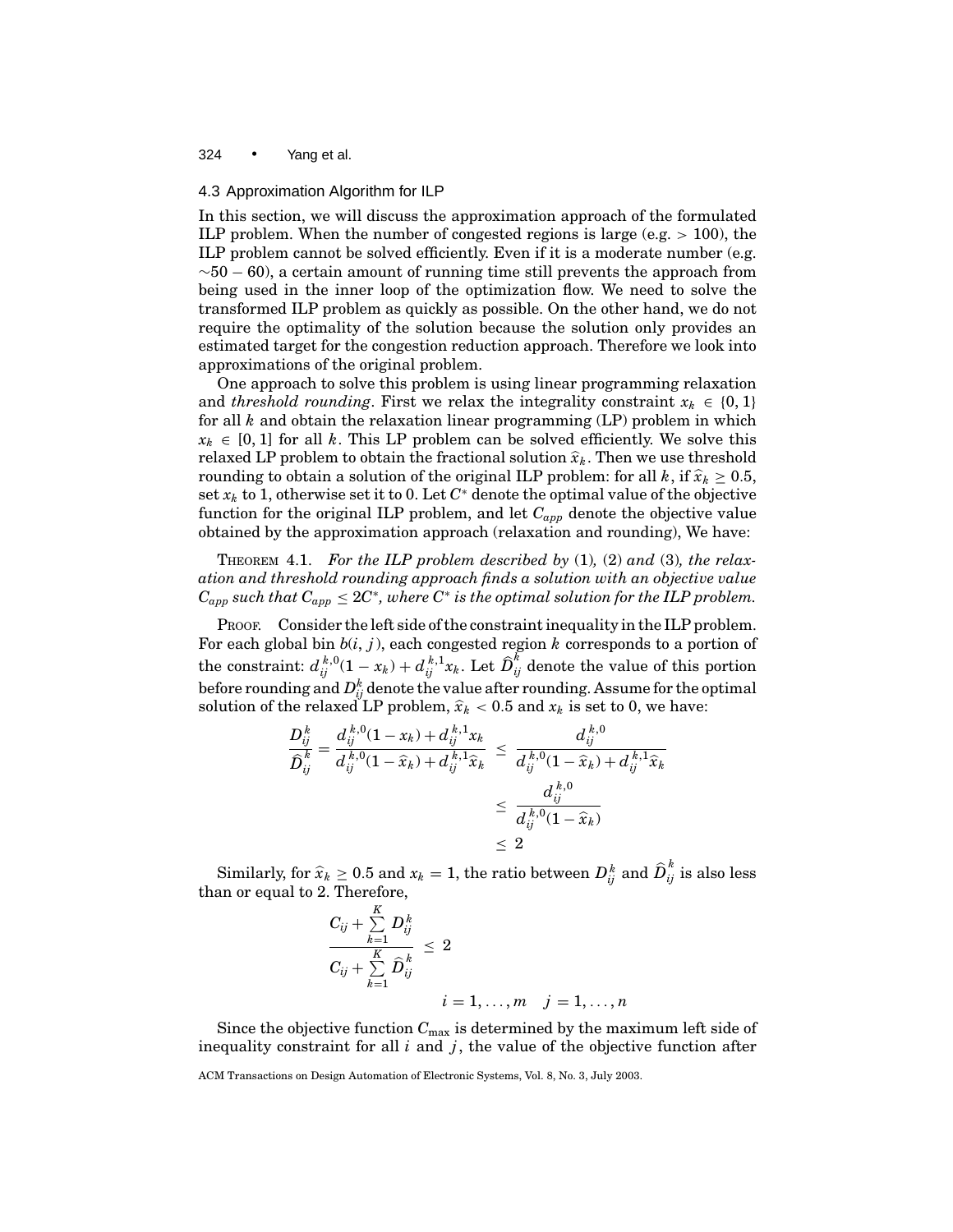### 4.3 Approximation Algorithm for ILP

In this section, we will discuss the approximation approach of the formulated ILP problem. When the number of congested regions is large (e.g. $> 100$), the ILP problem cannot be solved efficiently. Even if it is a moderate number (e.g. $\sim 50 - 60$), a certain amount of running time still prevents the approach from being used in the inner loop of the optimization flow. We need to solve the transformed ILP problem as quickly as possible. On the other hand, we do not require the optimality of the solution because the solution only provides an estimated target for the congestion reduction approach. Therefore we look into approximations of the original problem.

One approach to solve this problem is using linear programming relaxation and *threshold rounding*. First we relax the integrality constraint $x_k \in \{0, 1\}$ for all $k$ and obtain the relaxation linear programming (LP) problem in which $x_k \in [0, 1]$ for all $k$. This LP problem can be solved efficiently. We solve this relaxed LP problem to obtain the fractional solution $\widehat{x}_k$. Then we use threshold rounding to obtain a solution of the original ILP problem: for all $k$, if $\widehat{x}_k \geq 0.5$, set $x_k$ to 1, otherwise set it to 0. Let $C^*$ denote the optimal value of the objective function for the original ILP problem, and let $C_{app}$ denote the objective value obtained by the approximation approach (relaxation and rounding), We have:

THEOREM 4.1. *For the ILP problem described by* (1)*,* (2) *and* (3)*, the relaxation and threshold rounding approach finds a solution with an objective value $C_{app}$ such that $C_{app} \leq 2C^*$, where $C^*$ is the optimal solution for the ILP problem.*

PROOF. Consider the left side of the constraint inequality in the ILP problem. For each global bin $b(i, j)$, each congested region $k$ corresponds to a portion of the constraint: $d_{ij}^{k,0}(1 - x_k) + d_{ij}^{k,1} x_k$. Let $\widehat{D}_{ij}^k$ denote the value of this portion before rounding and $D_{ij}^k$ denote the value after rounding. Assume for the optimal solution of the relaxed LP problem, $\widehat{x}_k < 0.5$ and $x_k$ is set to 0, we have:

$$
\begin{aligned}
\frac{D_{ij}^k}{\widehat{D}_{ij}^k} = \frac{d_{ij}^{k,0}(1 - x_k) + d_{ij}^{k,1} x_k}{d_{ij}^{k,0}(1 - \widehat{x}_k) + d_{ij}^{k,1} \widehat{x}_k} &\leq \frac{d_{ij}^{k,0}}{d_{ij}^{k,0}(1 - \widehat{x}_k) + d_{ij}^{k,1} \widehat{x}_k} \\
&\leq \frac{d_{ij}^{k,0}}{d_{ij}^{k,0}(1 - \widehat{x}_k)} \\
&\leq 2
\end{aligned}
$$

Similarly, for $\widehat{x}_k \geq 0.5$ and $x_k = 1$, the ratio between $D_{ij}^k$ and $\widehat{D}_{ij}^k$ is also less than or equal to 2. Therefore,

$$
\frac{C_{ij} + \sum_{k=1}^{K} D_{ij}^k}{C_{ij} + \sum_{k=1}^{K} \widehat{D}_{ij}^k} \leq 2 \qquad i = 1, \ldots, m \quad j = 1, \ldots, n
$$

Since the objective function $C_{\max}$ is determined by the maximum left side of inequality constraint for all $i$ and $j$, the value of the objective function after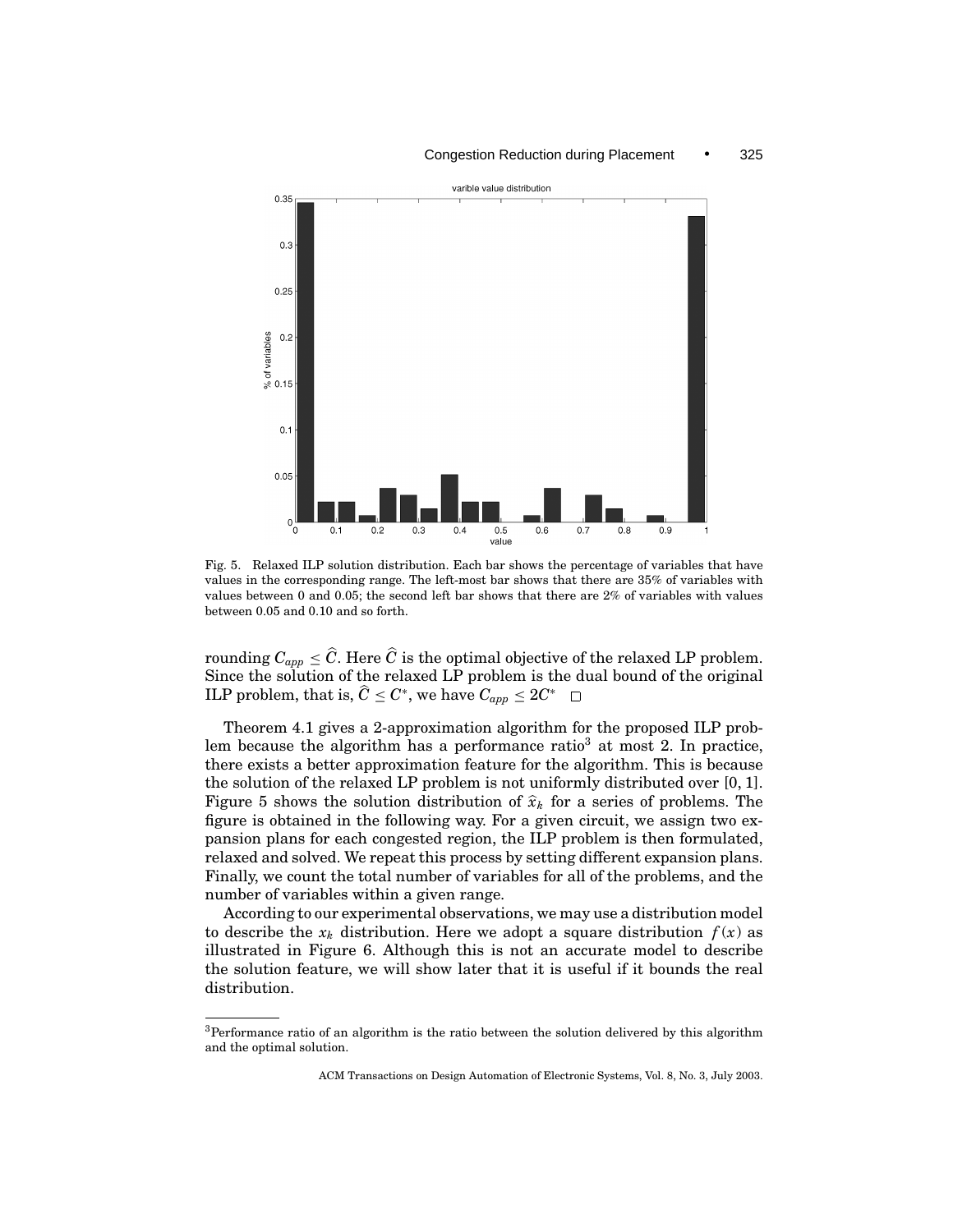Fig. 5. Relaxed ILP solution distribution. Each bar shows the percentage of variables that have values in the corresponding range. The left-most bar shows that there are 35% of variables with values between 0 and 0.05; the second left bar shows that there are 2% of variables with values between 0.05 and 0.10 and so forth.

rounding $C_{app} \leq \widehat{C}$. Here $\widehat{C}$ is the optimal objective of the relaxed LP problem. Since the solution of the relaxed LP problem is the dual bound of the original ILP problem, that is, $\widehat{C} \leq C^*$, we have $C_{app} \leq 2C^*$ □

Theorem 4.1 gives a 2-approximation algorithm for the proposed ILP problem because the algorithm has a performance ratio[3] at most 2. In practice, there exists a better approximation feature for the algorithm. This is because the solution of the relaxed LP problem is not uniformly distributed over [0, 1]. Figure 5 shows the solution distribution of $\widehat{x}_k$ for a series of problems. The figure is obtained in the following way. For a given circuit, we assign two expansion plans for each congested region, the ILP problem is then formulated, relaxed and solved. We repeat this process by setting different expansion plans. Finally, we count the total number of variables for all of the problems, and the number of variables within a given range.

According to our experimental observations, we may use a distribution model to describe the $x_k$ distribution. Here we adopt a square distribution $f(x)$ as illustrated in Figure 6. Although this is not an accurate model to describe the solution feature, we will show later that it is useful if it bounds the real distribution.

[3]Performance ratio of an algorithm is the ratio between the solution delivered by this algorithm and the optimal solution.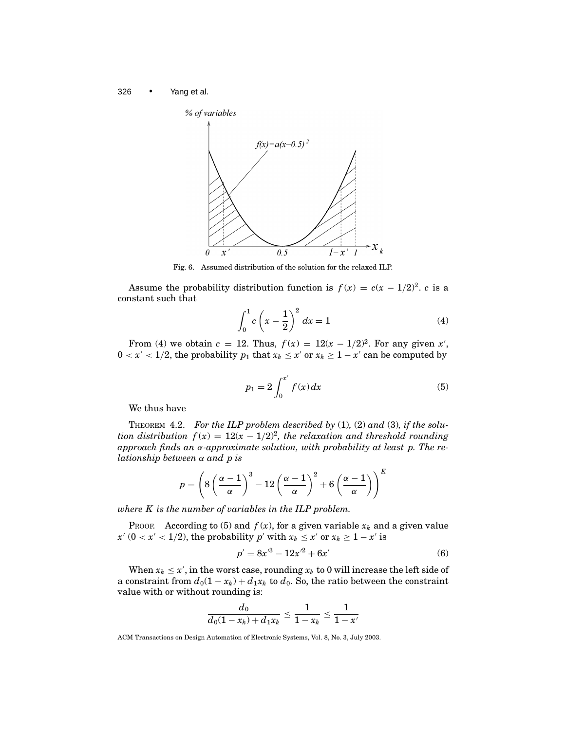Fig. 6. Assumed distribution of the solution for the relaxed ILP.

Assume the probability distribution function is $f(x) = c(x - 1/2)^2$. $c$ is a constant such that

$$\int_0^1 c\left(x - \frac{1}{2}\right)^2 dx = 1 \tag{4}$$

From (4) we obtain $c = 12$. Thus, $f(x) = 12(x - 1/2)^2$. For any given $x'$, $0 < x' < 1/2$, the probability $p_1$ that $x_k \leq x'$ or $x_k \geq 1 - x'$ can be computed by

$$p_1 = 2\int_0^{x'} f(x)\,dx \tag{5}$$

We thus have

THEOREM 4.2. *For the ILP problem described by* (1), (2) *and* (3)*, if the solution distribution* $f(x) = 12(x - 1/2)^2$*, the relaxation and threshold rounding approach finds an* $\alpha$*-approximate solution, with probability at least* $p$*. The relationship between* $\alpha$ *and* $p$ *is*

$$p = \left(8\left(\frac{\alpha - 1}{\alpha}\right)^3 - 12\left(\frac{\alpha - 1}{\alpha}\right)^2 + 6\left(\frac{\alpha - 1}{\alpha}\right)\right)^K$$

*where* $K$ *is the number of variables in the ILP problem.*

PROOF. According to (5) and $f(x)$, for a given variable $x_k$ and a given value $x'$ ($0 < x' < 1/2$), the probability $p'$ with $x_k \leq x'$ or $x_k \geq 1 - x'$ is

$$p' = 8x'^3 - 12x'^2 + 6x' \tag{6}$$

When $x_k \leq x'$, in the worst case, rounding $x_k$ to 0 will increase the left side of a constraint from $d_0(1 - x_k) + d_1 x_k$ to $d_0$. So, the ratio between the constraint value with or without rounding is:

$$\frac{d_0}{d_0(1 - x_k) + d_1 x_k} \leq \frac{1}{1 - x_k} \leq \frac{1}{1 - x'}$$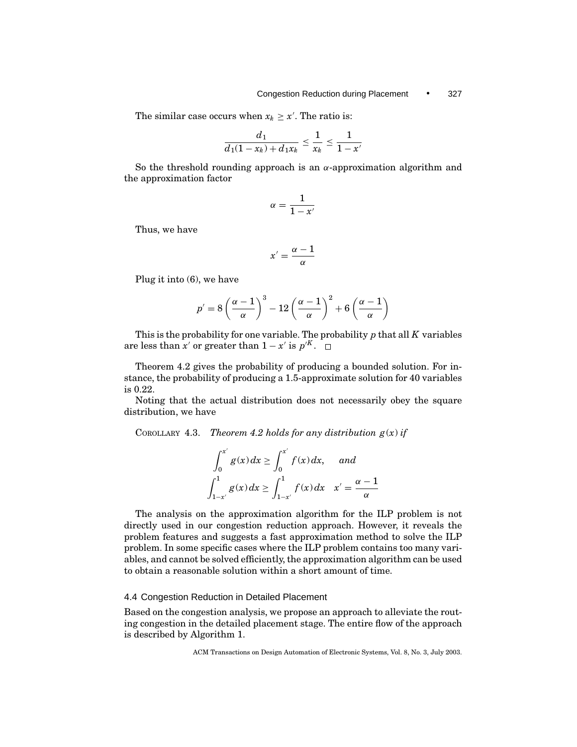The similar case occurs when $x_k \geq x'$. The ratio is:

$$\frac{d_1}{d_1(1-x_k)+d_1x_k} \leq \frac{1}{x_k} \leq \frac{1}{1-x'}$$

So the threshold rounding approach is an $\alpha$-approximation algorithm and the approximation factor

$$\alpha = \frac{1}{1-x'}$$

Thus, we have

$$x' = \frac{\alpha - 1}{\alpha}$$

Plug it into (6), we have

$$p' = 8\left(\frac{\alpha-1}{\alpha}\right)^3 - 12\left(\frac{\alpha-1}{\alpha}\right)^2 + 6\left(\frac{\alpha-1}{\alpha}\right)$$

This is the probability for one variable. The probability $p$ that all $K$ variables are less than $x'$ or greater than $1-x'$ is $p'^K$. □

Theorem 4.2 gives the probability of producing a bounded solution. For instance, the probability of producing a 1.5-approximate solution for 40 variables is 0.22.

Noting that the actual distribution does not necessarily obey the square distribution, we have

COROLLARY 4.3. *Theorem 4.2 holds for any distribution $g(x)$ if*

$$\int_0^{x'} g(x)\,dx \geq \int_0^{x'} f(x)\,dx, \quad \text{and}$$

$$\int_{1-x'}^{1} g(x)\,dx \geq \int_{1-x'}^{1} f(x)\,dx \quad x' = \frac{\alpha-1}{\alpha}$$

The analysis on the approximation algorithm for the ILP problem is not directly used in our congestion reduction approach. However, it reveals the problem features and suggests a fast approximation method to solve the ILP problem. In some specific cases where the ILP problem contains too many variables, and cannot be solved efficiently, the approximation algorithm can be used to obtain a reasonable solution within a short amount of time.

### 4.4 Congestion Reduction in Detailed Placement

Based on the congestion analysis, we propose an approach to alleviate the routing congestion in the detailed placement stage. The entire flow of the approach is described by Algorithm 1.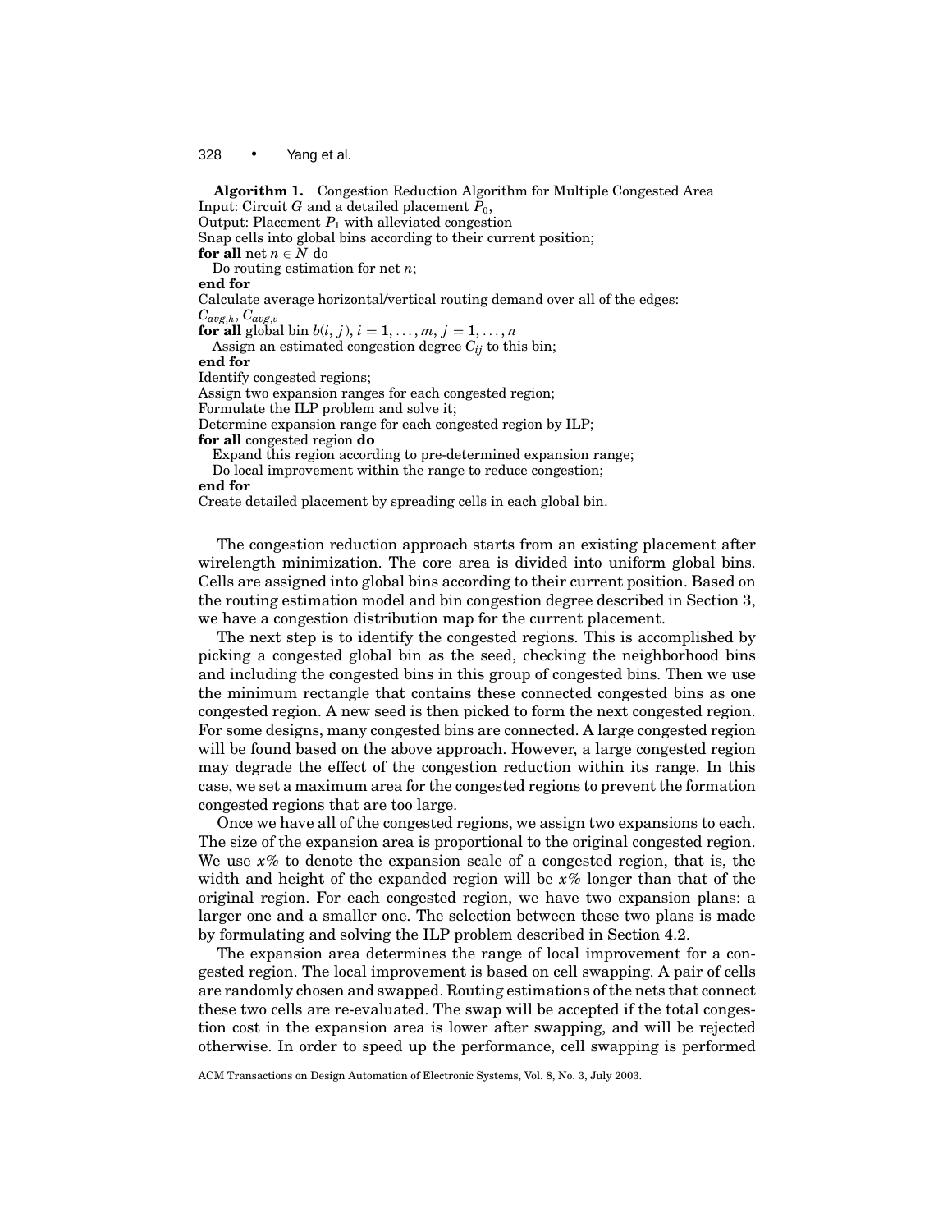**Algorithm 1.** Congestion Reduction Algorithm for Multiple Congested Area
Input: Circuit $G$ and a detailed placement $P_0$,
Output: Placement $P_1$ with alleviated congestion
Snap cells into global bins according to their current position;
**for all** net $n \in N$ do
  Do routing estimation for net $n$;
**end for**
Calculate average horizontal/vertical routing demand over all of the edges:
$C_{avg,h}$, $C_{avg,v}$
**for all** global bin $b(i,j)$, $i = 1, \ldots, m$, $j = 1, \ldots, n$
  Assign an estimated congestion degree $C_{ij}$ to this bin;
**end for**
Identify congested regions;
Assign two expansion ranges for each congested region;
Formulate the ILP problem and solve it;
Determine expansion range for each congested region by ILP;
**for all** congested region **do**
  Expand this region according to pre-determined expansion range;
  Do local improvement within the range to reduce congestion;
**end for**
Create detailed placement by spreading cells in each global bin.

The congestion reduction approach starts from an existing placement after wirelength minimization. The core area is divided into uniform global bins. Cells are assigned into global bins according to their current position. Based on the routing estimation model and bin congestion degree described in Section 3, we have a congestion distribution map for the current placement.

The next step is to identify the congested regions. This is accomplished by picking a congested global bin as the seed, checking the neighborhood bins and including the congested bins in this group of congested bins. Then we use the minimum rectangle that contains these connected congested bins as one congested region. A new seed is then picked to form the next congested region. For some designs, many congested bins are connected. A large congested region will be found based on the above approach. However, a large congested region may degrade the effect of the congestion reduction within its range. In this case, we set a maximum area for the congested regions to prevent the formation congested regions that are too large.

Once we have all of the congested regions, we assign two expansions to each. The size of the expansion area is proportional to the original congested region. We use $x\%$ to denote the expansion scale of a congested region, that is, the width and height of the expanded region will be $x\%$ longer than that of the original region. For each congested region, we have two expansion plans: a larger one and a smaller one. The selection between these two plans is made by formulating and solving the ILP problem described in Section 4.2.

The expansion area determines the range of local improvement for a congested region. The local improvement is based on cell swapping. A pair of cells are randomly chosen and swapped. Routing estimations of the nets that connect these two cells are re-evaluated. The swap will be accepted if the total congestion cost in the expansion area is lower after swapping, and will be rejected otherwise. In order to speed up the performance, cell swapping is performed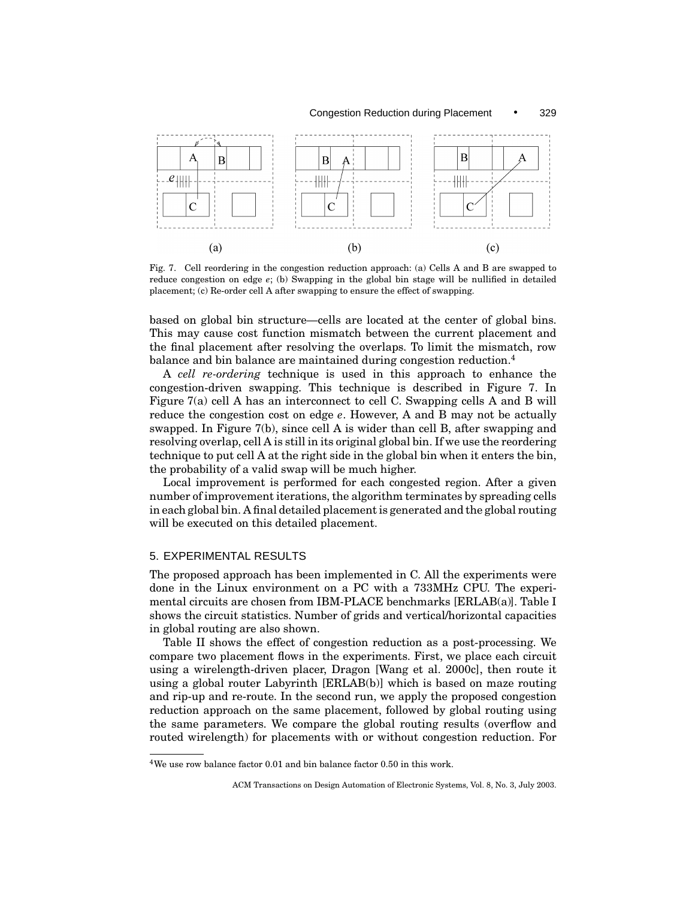Fig. 7. Cell reordering in the congestion reduction approach: (a) Cells A and B are swapped to reduce congestion on edge $e$; (b) Swapping in the global bin stage will be nullified in detailed placement; (c) Re-order cell A after swapping to ensure the effect of swapping.

based on global bin structure—cells are located at the center of global bins. This may cause cost function mismatch between the current placement and the final placement after resolving the overlaps. To limit the mismatch, row balance and bin balance are maintained during congestion reduction.[4]

A *cell re-ordering* technique is used in this approach to enhance the congestion-driven swapping. This technique is described in Figure 7. In Figure 7(a) cell A has an interconnect to cell C. Swapping cells A and B will reduce the congestion cost on edge $e$. However, A and B may not be actually swapped. In Figure 7(b), since cell A is wider than cell B, after swapping and resolving overlap, cell A is still in its original global bin. If we use the reordering technique to put cell A at the right side in the global bin when it enters the bin, the probability of a valid swap will be much higher.

Local improvement is performed for each congested region. After a given number of improvement iterations, the algorithm terminates by spreading cells in each global bin. A final detailed placement is generated and the global routing will be executed on this detailed placement.

## 5. EXPERIMENTAL RESULTS

The proposed approach has been implemented in C. All the experiments were done in the Linux environment on a PC with a 733MHz CPU. The experimental circuits are chosen from IBM-PLACE benchmarks [ERLAB(a)]. Table I shows the circuit statistics. Number of grids and vertical/horizontal capacities in global routing are also shown.

Table II shows the effect of congestion reduction as a post-processing. We compare two placement flows in the experiments. First, we place each circuit using a wirelength-driven placer, Dragon [Wang et al. 2000c], then route it using a global router Labyrinth [ERLAB(b)] which is based on maze routing and rip-up and re-route. In the second run, we apply the proposed congestion reduction approach on the same placement, followed by global routing using the same parameters. We compare the global routing results (overflow and routed wirelength) for placements with or without congestion reduction. For

[4] We use row balance factor 0.01 and bin balance factor 0.50 in this work.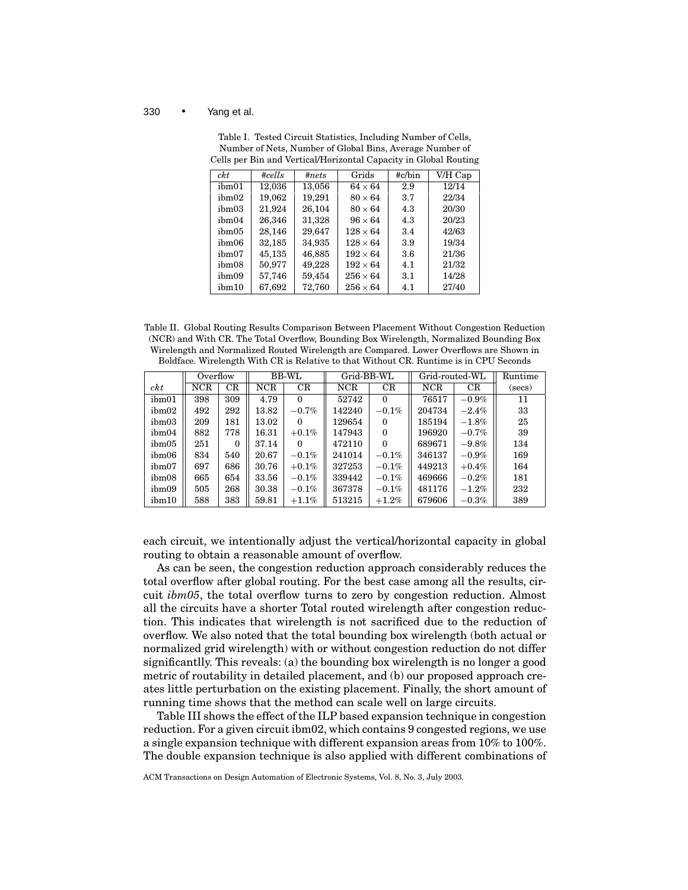Table I. Tested Circuit Statistics, Including Number of Cells, Number of Nets, Number of Global Bins, Average Number of Cells per Bin and Vertical/Horizontal Capacity in Global Routing

| *ckt* | *#cells* | *#nets* | Grids | #c/bin | V/H Cap |
|---|---|---|---|---|---|
| ibm01 | 12,036 | 13,056 | $64 \times 64$ | 2.9 | 12/14 |
| ibm02 | 19,062 | 19,291 | $80 \times 64$ | 3.7 | 22/34 |
| ibm03 | 21,924 | 26,104 | $80 \times 64$ | 4.3 | 20/30 |
| ibm04 | 26,346 | 31,328 | $96 \times 64$ | 4.3 | 20/23 |
| ibm05 | 28,146 | 29,647 | $128 \times 64$ | 3.4 | 42/63 |
| ibm06 | 32,185 | 34,935 | $128 \times 64$ | 3.9 | 19/34 |
| ibm07 | 45,135 | 46,885 | $192 \times 64$ | 3.6 | 21/36 |
| ibm08 | 50,977 | 49,228 | $192 \times 64$ | 4.1 | 21/32 |
| ibm09 | 57,746 | 59,454 | $256 \times 64$ | 3.1 | 14/28 |
| ibm10 | 67,692 | 72,760 | $256 \times 64$ | 4.1 | 27/40 |

Table II. Global Routing Results Comparison Between Placement Without Congestion Reduction (NCR) and With CR. The Total Overflow, Bounding Box Wirelength, Normalized Bounding Box Wirelength and Normalized Routed Wirelength are Compared. Lower Overflows are Shown in Boldface. Wirelength With CR is Relative to that Without CR. Runtime is in CPU Seconds

| | Overflow | | BB-WL | | Grid-BB-WL | | Grid-routed-WL | | Runtime |
|---|---|---|---|---|---|---|---|---|---|
| *ckt* | NCR | CR | NCR | CR | NCR | CR | NCR | CR | (secs) |
| ibm01 | 398 | 309 | 4.79 | 0 | 52742 | 0 | 76517 | −0.9% | 11 |
| ibm02 | 492 | 292 | 13.82 | −0.7% | 142240 | −0.1% | 204734 | −2.4% | 33 |
| ibm03 | 209 | 181 | 13.02 | 0 | 129654 | 0 | 185194 | −1.8% | 25 |
| ibm04 | 882 | 778 | 16.31 | +0.1% | 147943 | 0 | 196920 | −0.7% | 39 |
| ibm05 | 251 | 0 | 37.14 | 0 | 472110 | 0 | 689671 | −9.8% | 134 |
| ibm06 | 834 | 540 | 20.67 | −0.1% | 241014 | −0.1% | 346137 | −0.9% | 169 |
| ibm07 | 697 | 686 | 30.76 | +0.1% | 327253 | −0.1% | 449213 | +0.4% | 164 |
| ibm08 | 665 | 654 | 33.56 | −0.1% | 339442 | −0.1% | 469666 | −0.2% | 181 |
| ibm09 | 505 | 268 | 30.38 | −0.1% | 367378 | −0.1% | 481176 | −1.2% | 232 |
| ibm10 | 588 | 383 | 59.81 | +1.1% | 513215 | +1.2% | 679606 | −0.3% | 389 |

each circuit, we intentionally adjust the vertical/horizontal capacity in global routing to obtain a reasonable amount of overflow.

As can be seen, the congestion reduction approach considerably reduces the total overflow after global routing. For the best case among all the results, circuit *ibm05*, the total overflow turns to zero by congestion reduction. Almost all the circuits have a shorter Total routed wirelength after congestion reduction. This indicates that wirelength is not sacrificed due to the reduction of overflow. We also noted that the total bounding box wirelength (both actual or normalized grid wirelength) with or without congestion reduction do not differ significantlly. This reveals: (a) the bounding box wirelength is no longer a good metric of routability in detailed placement, and (b) our proposed approach creates little perturbation on the existing placement. Finally, the short amount of running time shows that the method can scale well on large circuits.

Table III shows the effect of the ILP based expansion technique in congestion reduction. For a given circuit ibm02, which contains 9 congested regions, we use a single expansion technique with different expansion areas from 10% to 100%. The double expansion technique is also applied with different combinations of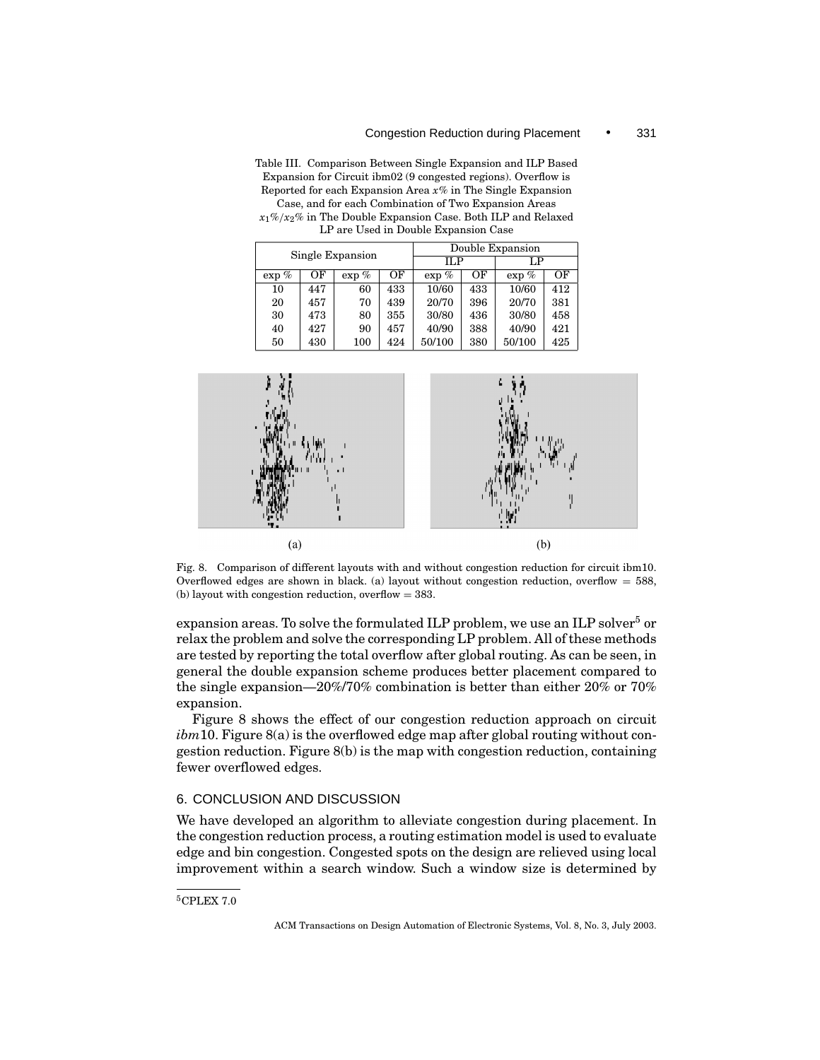Table III. Comparison Between Single Expansion and ILP Based Expansion for Circuit ibm02 (9 congested regions). Overflow is Reported for each Expansion Area $x\%$ in The Single Expansion Case, and for each Combination of Two Expansion Areas $x_1\%/x_2\%$ in The Double Expansion Case. Both ILP and Relaxed LP are Used in Double Expansion Case

| Single Expansion | | | | Double Expansion | | | |
|---|---|---|---|---|---|---|---|
| | | | | ILP | | LP | |
| exp % | OF | exp % | OF | exp % | OF | exp % | OF |
| 10 | 447 | 60 | 433 | 10/60 | 433 | 10/60 | 412 |
| 20 | 457 | 70 | 439 | 20/70 | 396 | 20/70 | 381 |
| 30 | 473 | 80 | 355 | 30/80 | 436 | 30/80 | 458 |
| 40 | 427 | 90 | 457 | 40/90 | 388 | 40/90 | 421 |
| 50 | 430 | 100 | 424 | 50/100 | 380 | 50/100 | 425 |

(a) (b)

Fig. 8. Comparison of different layouts with and without congestion reduction for circuit ibm10. Overflowed edges are shown in black. (a) layout without congestion reduction, overflow = 588, (b) layout with congestion reduction, overflow = 383.

expansion areas. To solve the formulated ILP problem, we use an ILP solver[5] or relax the problem and solve the corresponding LP problem. All of these methods are tested by reporting the total overflow after global routing. As can be seen, in general the double expansion scheme produces better placement compared to the single expansion—20%/70% combination is better than either 20% or 70% expansion.

Figure 8 shows the effect of our congestion reduction approach on circuit *ibm*10. Figure 8(a) is the overflowed edge map after global routing without congestion reduction. Figure 8(b) is the map with congestion reduction, containing fewer overflowed edges.

## 6. CONCLUSION AND DISCUSSION

We have developed an algorithm to alleviate congestion during placement. In the congestion reduction process, a routing estimation model is used to evaluate edge and bin congestion. Congested spots on the design are relieved using local improvement within a search window. Such a window size is determined by

[5] CPLEX 7.0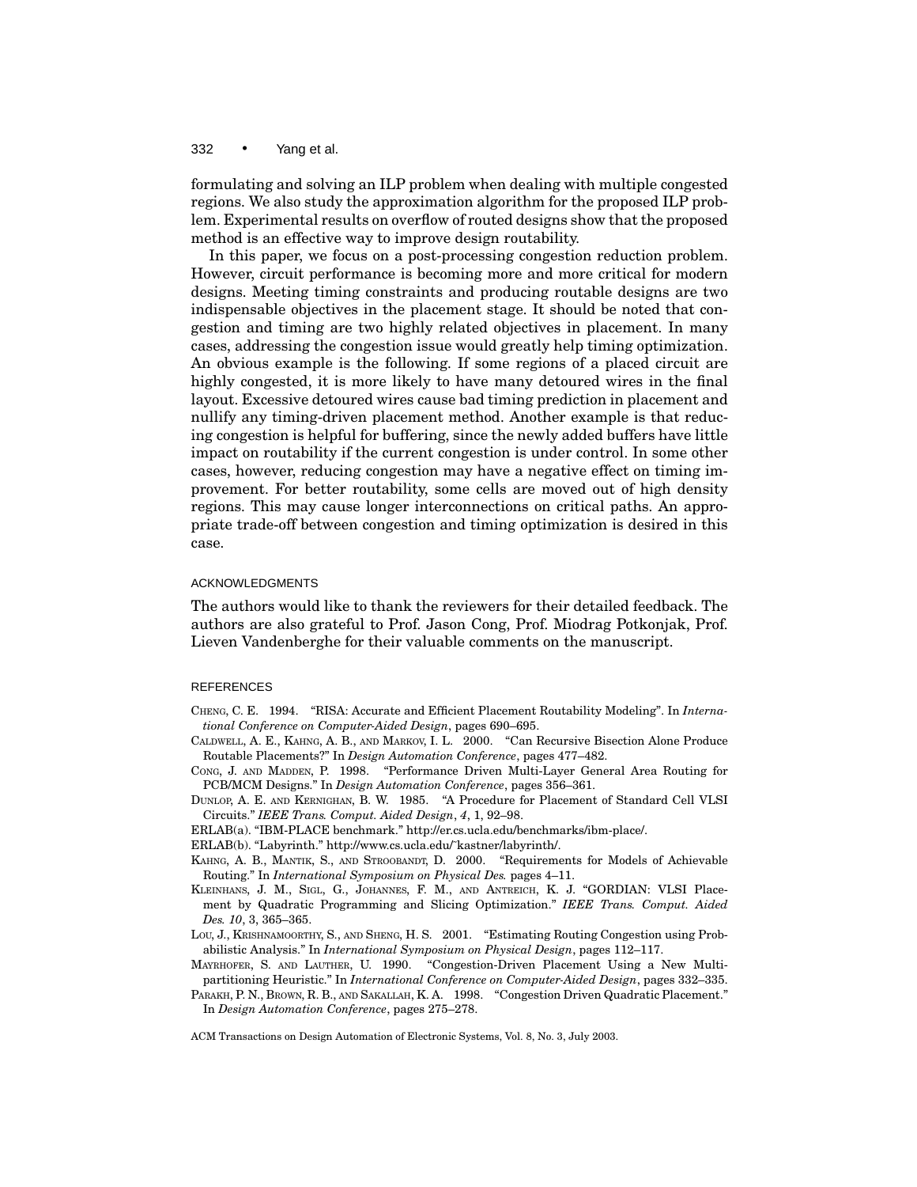formulating and solving an ILP problem when dealing with multiple congested regions. We also study the approximation algorithm for the proposed ILP problem. Experimental results on overflow of routed designs show that the proposed method is an effective way to improve design routability.

In this paper, we focus on a post-processing congestion reduction problem. However, circuit performance is becoming more and more critical for modern designs. Meeting timing constraints and producing routable designs are two indispensable objectives in the placement stage. It should be noted that congestion and timing are two highly related objectives in placement. In many cases, addressing the congestion issue would greatly help timing optimization. An obvious example is the following. If some regions of a placed circuit are highly congested, it is more likely to have many detoured wires in the final layout. Excessive detoured wires cause bad timing prediction in placement and nullify any timing-driven placement method. Another example is that reducing congestion is helpful for buffering, since the newly added buffers have little impact on routability if the current congestion is under control. In some other cases, however, reducing congestion may have a negative effect on timing improvement. For better routability, some cells are moved out of high density regions. This may cause longer interconnections on critical paths. An appropriate trade-off between congestion and timing optimization is desired in this case.

## ACKNOWLEDGMENTS

The authors would like to thank the reviewers for their detailed feedback. The authors are also grateful to Prof. Jason Cong, Prof. Miodrag Potkonjak, Prof. Lieven Vandenberghe for their valuable comments on the manuscript.

## REFERENCES

CHENG, C. E. 1994. "RISA: Accurate and Efficient Placement Routability Modeling". In *International Conference on Computer-Aided Design*, pages 690–695.

CALDWELL, A. E., KAHNG, A. B., AND MARKOV, I. L. 2000. "Can Recursive Bisection Alone Produce Routable Placements?" In *Design Automation Conference*, pages 477–482.

CONG, J. AND MADDEN, P. 1998. "Performance Driven Multi-Layer General Area Routing for PCB/MCM Designs." In *Design Automation Conference*, pages 356–361.

DUNLOP, A. E. AND KERNIGHAN, B. W. 1985. "A Procedure for Placement of Standard Cell VLSI Circuits." *IEEE Trans. Comput. Aided Design*, *4*, 1, 92–98.

ERLAB(a). "IBM-PLACE benchmark." http://er.cs.ucla.edu/benchmarks/ibm-place/.

ERLAB(b). "Labyrinth." http://www.cs.ucla.edu/~kastner/labyrinth/.

KAHNG, A. B., MANTIK, S., AND STROOBANDT, D. 2000. "Requirements for Models of Achievable Routing." In *International Symposium on Physical Des.* pages 4–11.

KLEINHANS, J. M., SIGL, G., JOHANNES, F. M., AND ANTREICH, K. J. "GORDIAN: VLSI Placement by Quadratic Programming and Slicing Optimization." *IEEE Trans. Comput. Aided Des. 10*, 3, 365–365.

LOU, J., KRISHNAMOORTHY, S., AND SHENG, H. S. 2001. "Estimating Routing Congestion using Probabilistic Analysis." In *International Symposium on Physical Design*, pages 112–117.

MAYRHOFER, S. AND LAUTHER, U. 1990. "Congestion-Driven Placement Using a New Multi-partitioning Heuristic." In *International Conference on Computer-Aided Design*, pages 332–335.

PARAKH, P. N., BROWN, R. B., AND SAKALLAH, K. A. 1998. "Congestion Driven Quadratic Placement." In *Design Automation Conference*, pages 275–278.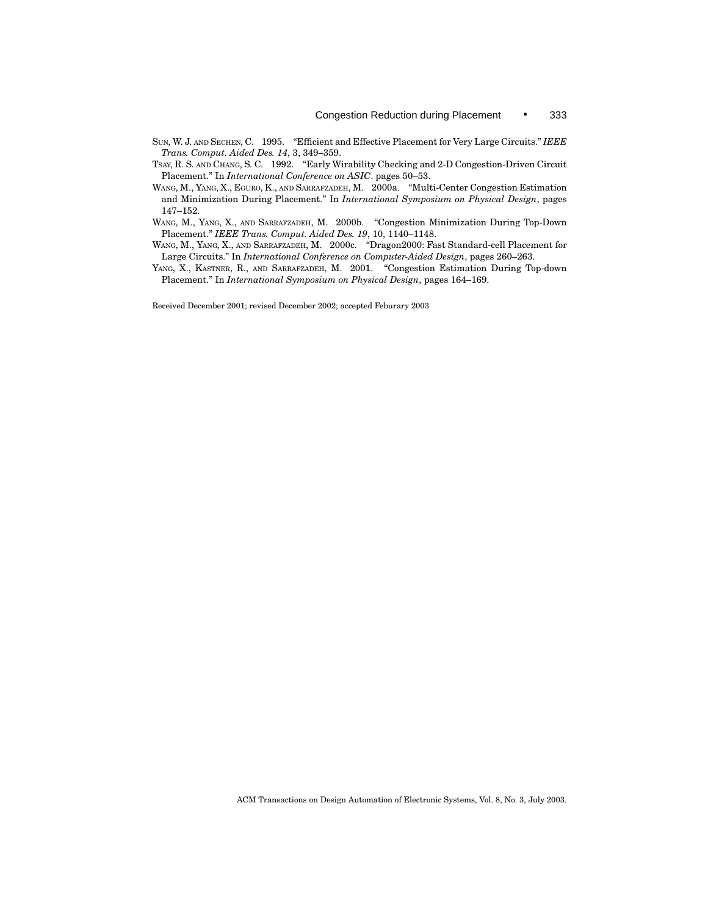SUN, W. J. AND SECHEN, C. 1995. "Efficient and Effective Placement for Very Large Circuits." *IEEE Trans. Comput. Aided Des. 14*, 3, 349–359.

TSAY, R. S. AND CHANG, S. C. 1992. "Early Wirability Checking and 2-D Congestion-Driven Circuit Placement." In *International Conference on ASIC*. pages 50–53.

WANG, M., YANG, X., EGURO, K., AND SARRAFZADEH, M. 2000a. "Multi-Center Congestion Estimation and Minimization During Placement." In *International Symposium on Physical Design*, pages 147–152.

WANG, M., YANG, X., AND SARRAFZADEH, M. 2000b. "Congestion Minimization During Top-Down Placement." *IEEE Trans. Comput. Aided Des. 19*, 10, 1140–1148.

WANG, M., YANG, X., AND SARRAFZADEH, M. 2000c. "Dragon2000: Fast Standard-cell Placement for Large Circuits." In *International Conference on Computer-Aided Design*, pages 260–263.

YANG, X., KASTNER, R., AND SARRAFZADEH, M. 2001. "Congestion Estimation During Top-down Placement." In *International Symposium on Physical Design*, pages 164–169.

Received December 2001; revised December 2002; accepted Feburary 2003